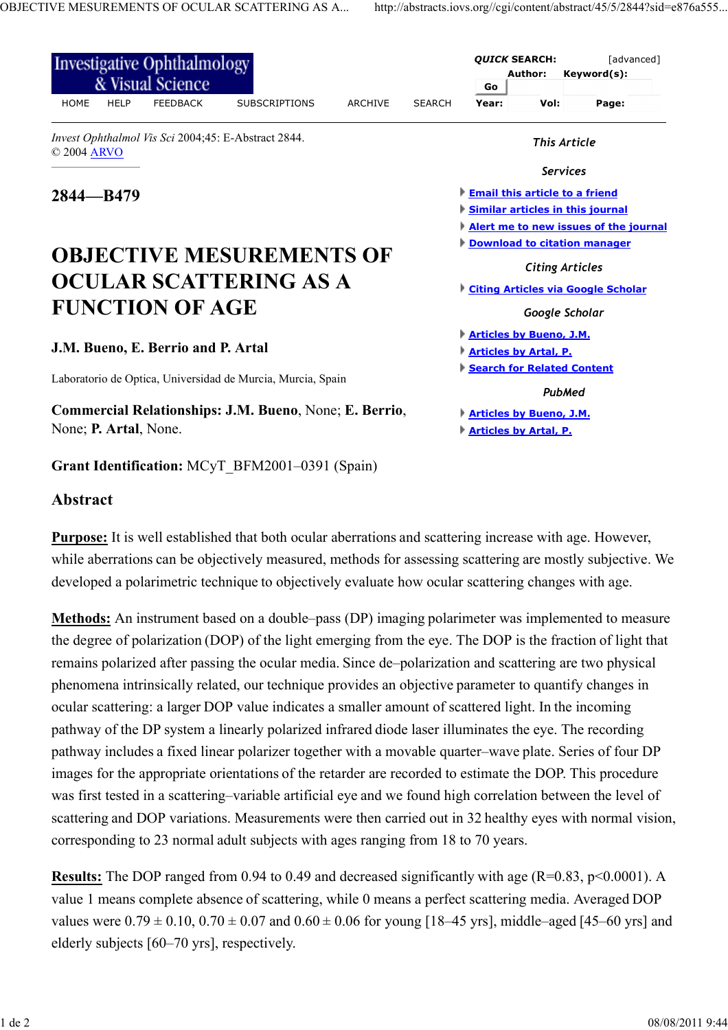*Invest Ophthalmol Vis Sci* 2004;45: E-Abstract 2844.
© 2004 ARVO

## 2844—B479

# OBJECTIVE MESUREMENTS OF OCULAR SCATTERING AS A FUNCTION OF AGE

**J.M. Bueno, E. Berrio and P. Artal**

Laboratorio de Optica, Universidad de Murcia, Murcia, Spain

**Commercial Relationships: J.M. Bueno**, None; **E. Berrio**, None; **P. Artal**, None.

**Grant Identification:** MCyT_BFM2001–0391 (Spain)

## Abstract

**Purpose:** It is well established that both ocular aberrations and scattering increase with age. However, while aberrations can be objectively measured, methods for assessing scattering are mostly subjective. We developed a polarimetric technique to objectively evaluate how ocular scattering changes with age.

**Methods:** An instrument based on a double–pass (DP) imaging polarimeter was implemented to measure the degree of polarization (DOP) of the light emerging from the eye. The DOP is the fraction of light that remains polarized after passing the ocular media. Since de–polarization and scattering are two physical phenomena intrinsically related, our technique provides an objective parameter to quantify changes in ocular scattering: a larger DOP value indicates a smaller amount of scattered light. In the incoming pathway of the DP system a linearly polarized infrared diode laser illuminates the eye. The recording pathway includes a fixed linear polarizer together with a movable quarter–wave plate. Series of four DP images for the appropriate orientations of the retarder are recorded to estimate the DOP. This procedure was first tested in a scattering–variable artificial eye and we found high correlation between the level of scattering and DOP variations. Measurements were then carried out in 32 healthy eyes with normal vision, corresponding to 23 normal adult subjects with ages ranging from 18 to 70 years.

**Results:** The DOP ranged from 0.94 to 0.49 and decreased significantly with age ($R=0.83$, $p<0.0001$). A value 1 means complete absence of scattering, while 0 means a perfect scattering media. Averaged DOP values were $0.79 \pm 0.10$, $0.70 \pm 0.07$ and $0.60 \pm 0.06$ for young [18–45 yrs], middle–aged [45–60 yrs] and elderly subjects [60–70 yrs], respectively.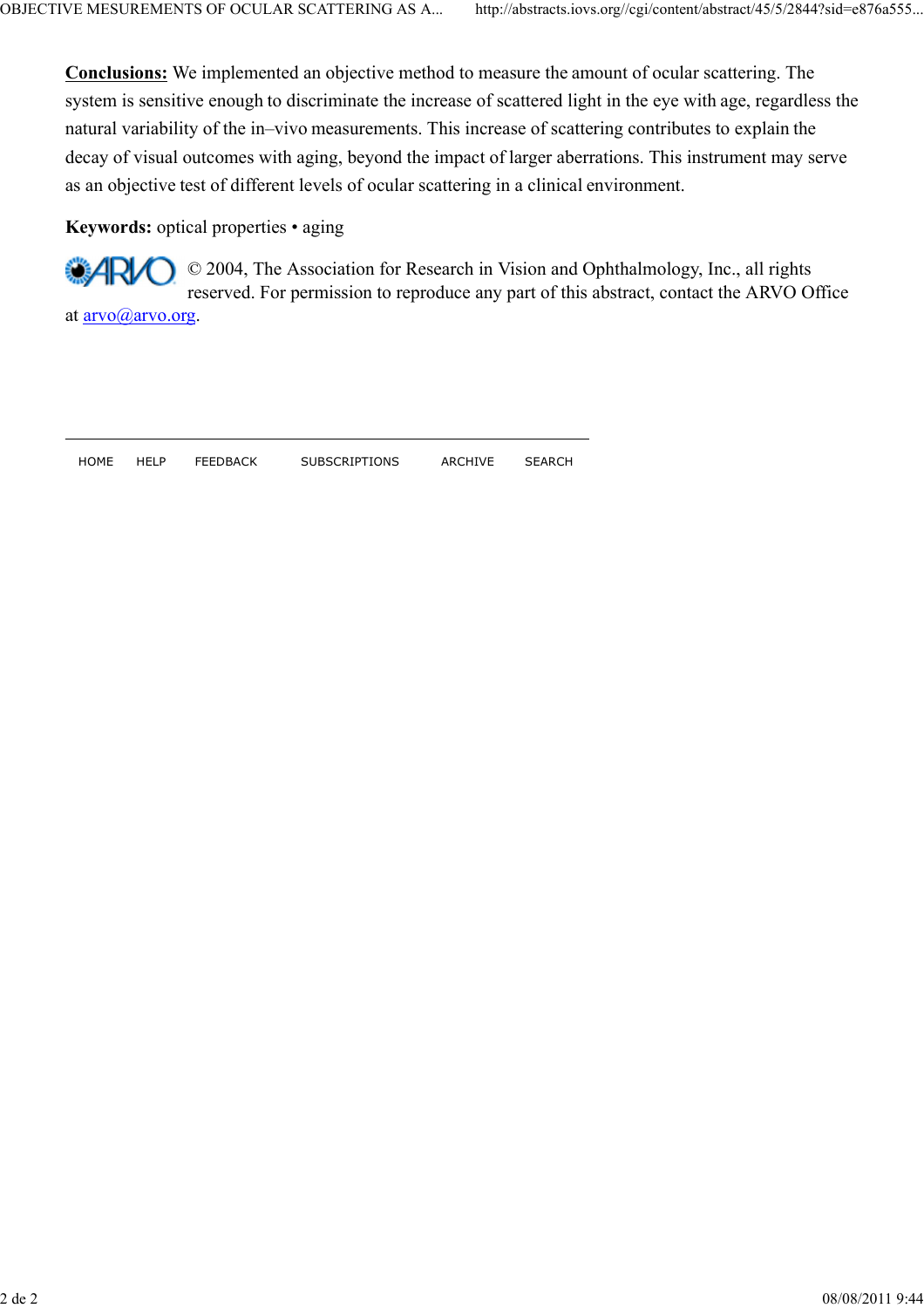**Conclusions:** We implemented an objective method to measure the amount of ocular scattering. The system is sensitive enough to discriminate the increase of scattered light in the eye with age, regardless the natural variability of the in–vivo measurements. This increase of scattering contributes to explain the decay of visual outcomes with aging, beyond the impact of larger aberrations. This instrument may serve as an objective test of different levels of ocular scattering in a clinical environment.

**Keywords:** optical properties • aging

© 2004, The Association for Research in Vision and Ophthalmology, Inc., all rights reserved. For permission to reproduce any part of this abstract, contact the ARVO Office at arvo@arvo.org.